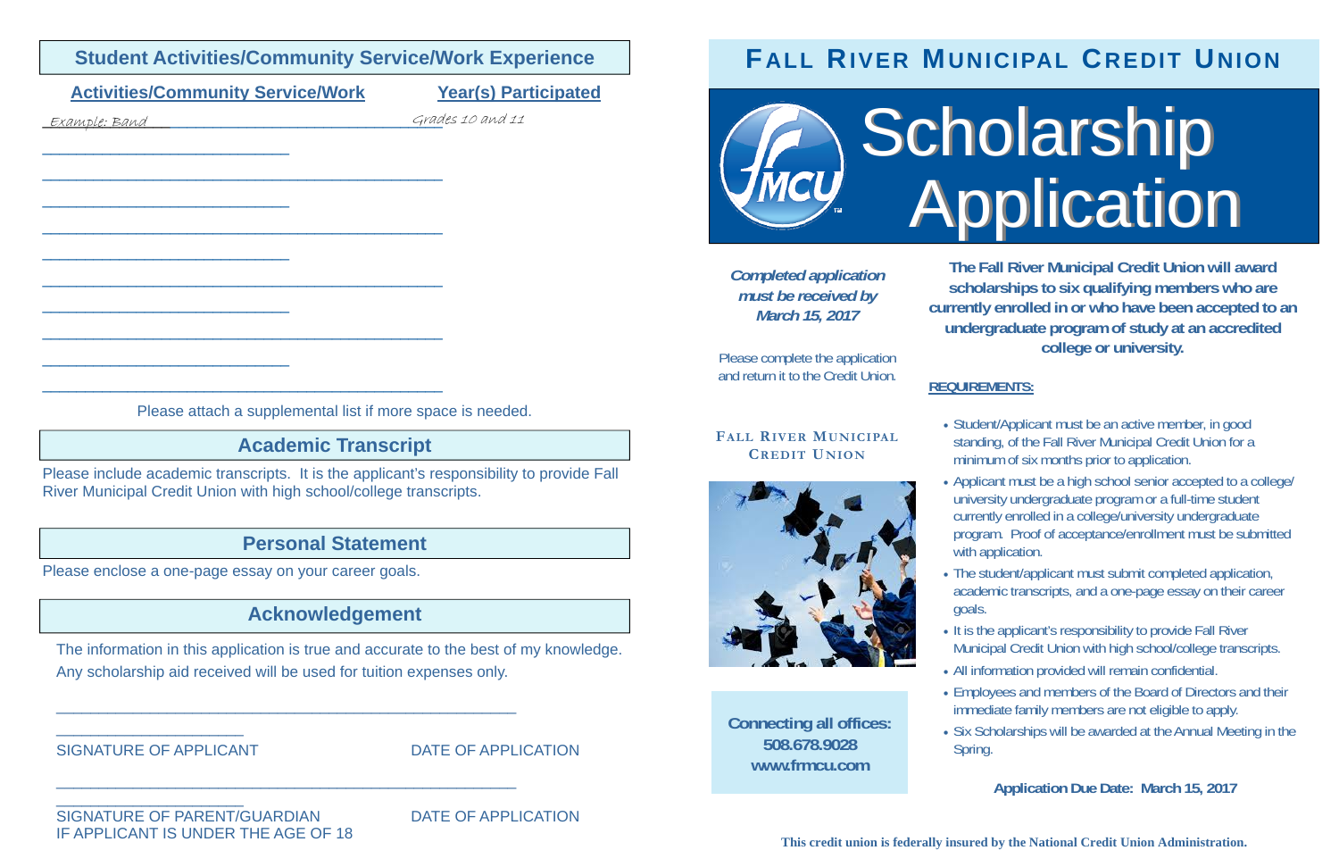## Student Activities/Community Service/Work Experience

| Activities/Community Service/Work | Year(s) Participated |
|---|---|
| *Example: Band* | *Grades 10 and 11* |
| | |
| | |
| | |
| | |
| | |

Please attach a supplemental list if more space is needed.

## Academic Transcript

Please include academic transcripts. It is the applicant's responsibility to provide Fall River Municipal Credit Union with high school/college transcripts.

## Personal Statement

Please enclose a one-page essay on your career goals.

## Acknowledgement

The information in this application is true and accurate to the best of my knowledge. Any scholarship aid received will be used for tuition expenses only.

______________________________  ______________________

SIGNATURE OF APPLICANT  DATE OF APPLICATION

______________________________  ______________________

SIGNATURE OF PARENT/GUARDIAN  DATE OF APPLICATION
IF APPLICANT IS UNDER THE AGE OF 18

# Fall River Municipal Credit Union

# Scholarship Application

***Completed application must be received by March 15, 2017***

Please complete the application and return it to the Credit Union.

**Fall River Municipal Credit Union**

**Connecting all offices:**
**508.678.9028**
**www.frmcu.com**

**The Fall River Municipal Credit Union will award scholarships to six qualifying members who are currently enrolled in or who have been accepted to an undergraduate program of study at an accredited college or university.**

**REQUIREMENTS:**

- Student/Applicant must be an active member, in good standing, of the Fall River Municipal Credit Union for a minimum of six months prior to application.
- Applicant must be a high school senior accepted to a college/university undergraduate program or a full-time student currently enrolled in a college/university undergraduate program. Proof of acceptance/enrollment must be submitted with application.
- The student/applicant must submit completed application, academic transcripts, and a one-page essay on their career goals.
- It is the applicant's responsibility to provide Fall River Municipal Credit Union with high school/college transcripts.
- All information provided will remain confidential.
- Employees and members of the Board of Directors and their immediate family members are not eligible to apply.
- Six Scholarships will be awarded at the Annual Meeting in the Spring.

**Application Due Date: March 15, 2017**

**This credit union is federally insured by the National Credit Union Administration.**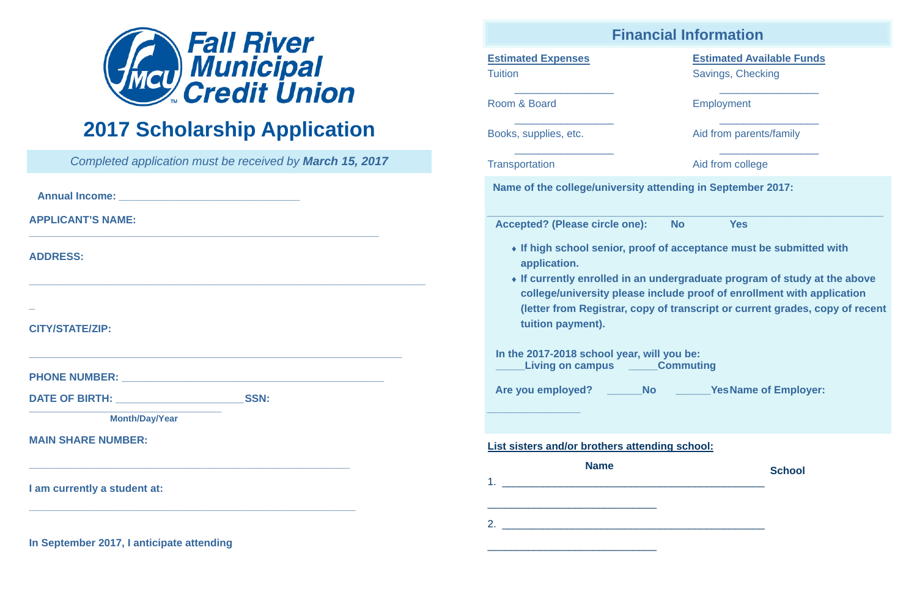Fall River Municipal Credit Union

# 2017 Scholarship Application

*Completed application must be received by* ***March 15, 2017***

**Annual Income:** ______________________________

**APPLICANT'S NAME:** ___________________________________________________________

**ADDRESS:** ___________________________________________________________________

_

**CITY/STATE/ZIP:** ______________________________________________________________

**PHONE NUMBER:** ____________________________________________

**DATE OF BIRTH:** _____________________ **SSN:** _________________________

**Month/Day/Year**

**MAIN SHARE NUMBER:** _____________________________________________________

**I am currently a student at:** _________________________________________________

**In September 2017, I anticipate attending**

## Financial Information

| Estimated Expenses | | Estimated Available Funds | |
|---|---|---|---|
| Tuition | ________________ | Savings, Checking | ________________ |
| Room & Board | ________________ | Employment | ________________ |
| Books, supplies, etc. | ________________ | Aid from parents/family | ________________ |
| Transportation | | Aid from college | |

**Name of the college/university attending in September 2017:** ___________________________________________________________

**Accepted? (Please circle one):** **No** **Yes**

- **If high school senior, proof of acceptance must be submitted with application.**
- **If currently enrolled in an undergraduate program of study at the above college/university please include proof of enrollment with application (letter from Registrar, copy of transcript or current grades, copy of recent tuition payment).**

**In the 2017-2018 school year, will you be:**
**_____Living on campus** **_____Commuting**

**Are you employed?** **______No** **______Yes** **Name of Employer:** ________________

**List sisters and/or brothers attending school:**

| | Name | School |
|---|---|---|
| 1. | _____________________________________________ | ___________________________ |
| 2. | _____________________________________________ | ___________________________ |